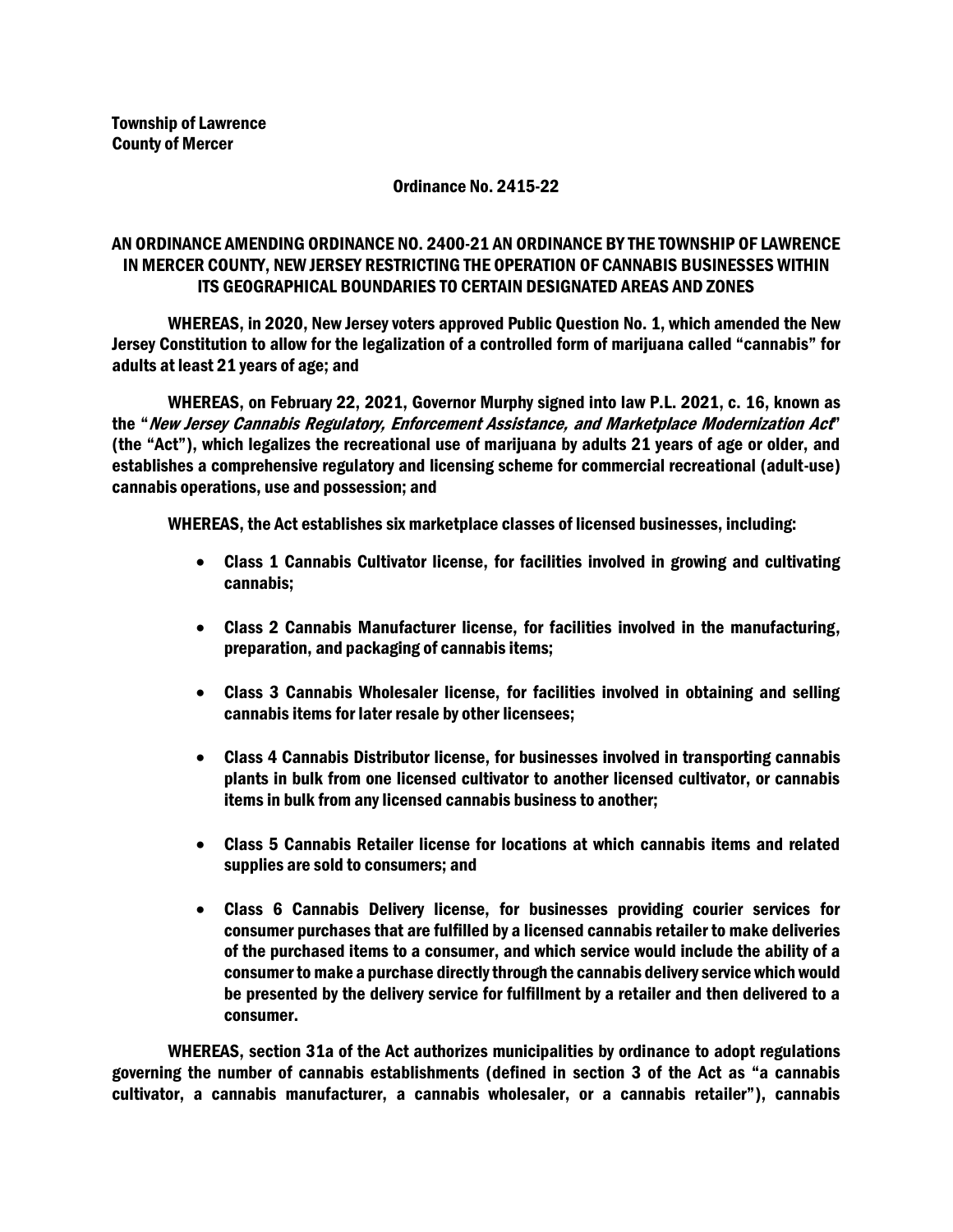**Township of Lawrence**
**County of Mercer**

**Ordinance No. 2415-22**

**AN ORDINANCE AMENDING ORDINANCE NO. 2400-21 AN ORDINANCE BY THE TOWNSHIP OF LAWRENCE IN MERCER COUNTY, NEW JERSEY RESTRICTING THE OPERATION OF CANNABIS BUSINESSES WITHIN ITS GEOGRAPHICAL BOUNDARIES TO CERTAIN DESIGNATED AREAS AND ZONES**

WHEREAS, in 2020, New Jersey voters approved Public Question No. 1, which amended the New Jersey Constitution to allow for the legalization of a controlled form of marijuana called "cannabis" for adults at least 21 years of age; and

WHEREAS, on February 22, 2021, Governor Murphy signed into law P.L. 2021, c. 16, known as the "*New Jersey Cannabis Regulatory, Enforcement Assistance, and Marketplace Modernization Act*" (the "Act"), which legalizes the recreational use of marijuana by adults 21 years of age or older, and establishes a comprehensive regulatory and licensing scheme for commercial recreational (adult-use) cannabis operations, use and possession; and

WHEREAS, the Act establishes six marketplace classes of licensed businesses, including:

- Class 1 Cannabis Cultivator license, for facilities involved in growing and cultivating cannabis;
- Class 2 Cannabis Manufacturer license, for facilities involved in the manufacturing, preparation, and packaging of cannabis items;
- Class 3 Cannabis Wholesaler license, for facilities involved in obtaining and selling cannabis items for later resale by other licensees;
- Class 4 Cannabis Distributor license, for businesses involved in transporting cannabis plants in bulk from one licensed cultivator to another licensed cultivator, or cannabis items in bulk from any licensed cannabis business to another;
- Class 5 Cannabis Retailer license for locations at which cannabis items and related supplies are sold to consumers; and
- Class 6 Cannabis Delivery license, for businesses providing courier services for consumer purchases that are fulfilled by a licensed cannabis retailer to make deliveries of the purchased items to a consumer, and which service would include the ability of a consumer to make a purchase directly through the cannabis delivery service which would be presented by the delivery service for fulfillment by a retailer and then delivered to a consumer.

WHEREAS, section 31a of the Act authorizes municipalities by ordinance to adopt regulations governing the number of cannabis establishments (defined in section 3 of the Act as "a cannabis cultivator, a cannabis manufacturer, a cannabis wholesaler, or a cannabis retailer"), cannabis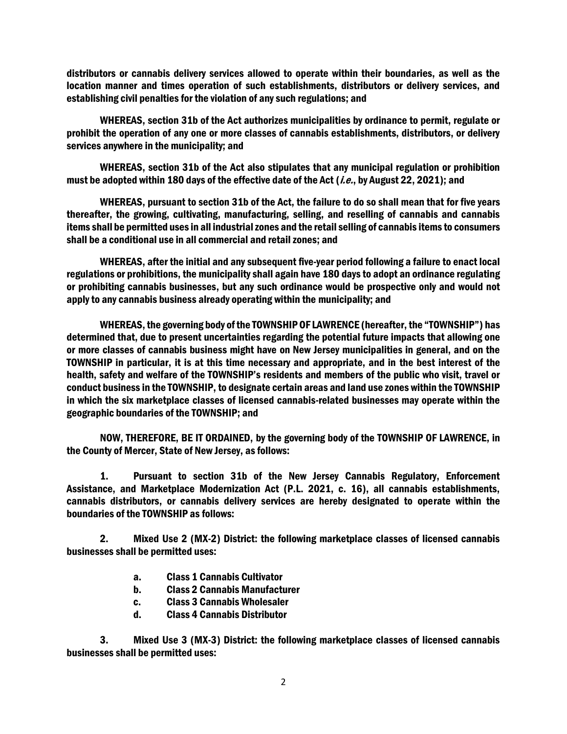**distributors or cannabis delivery services allowed to operate within their boundaries, as well as the location manner and times operation of such establishments, distributors or delivery services, and establishing civil penalties for the violation of any such regulations; and**

**WHEREAS, section 31b of the Act authorizes municipalities by ordinance to permit, regulate or prohibit the operation of any one or more classes of cannabis establishments, distributors, or delivery services anywhere in the municipality; and**

**WHEREAS, section 31b of the Act also stipulates that any municipal regulation or prohibition must be adopted within 180 days of the effective date of the Act (*i.e.*, by August 22, 2021); and**

**WHEREAS, pursuant to section 31b of the Act, the failure to do so shall mean that for five years thereafter, the growing, cultivating, manufacturing, selling, and reselling of cannabis and cannabis items shall be permitted uses in all industrial zones and the retail selling of cannabis items to consumers shall be a conditional use in all commercial and retail zones; and**

**WHEREAS, after the initial and any subsequent five-year period following a failure to enact local regulations or prohibitions, the municipality shall again have 180 days to adopt an ordinance regulating or prohibiting cannabis businesses, but any such ordinance would be prospective only and would not apply to any cannabis business already operating within the municipality; and**

**WHEREAS, the governing body of the TOWNSHIP OF LAWRENCE (hereafter, the "TOWNSHIP") has determined that, due to present uncertainties regarding the potential future impacts that allowing one or more classes of cannabis business might have on New Jersey municipalities in general, and on the TOWNSHIP in particular, it is at this time necessary and appropriate, and in the best interest of the health, safety and welfare of the TOWNSHIP's residents and members of the public who visit, travel or conduct business in the TOWNSHIP, to designate certain areas and land use zones within the TOWNSHIP in which the six marketplace classes of licensed cannabis-related businesses may operate within the geographic boundaries of the TOWNSHIP; and**

**NOW, THEREFORE, BE IT ORDAINED, by the governing body of the TOWNSHIP OF LAWRENCE, in the County of Mercer, State of New Jersey, as follows:**

**1. Pursuant to section 31b of the New Jersey Cannabis Regulatory, Enforcement Assistance, and Marketplace Modernization Act (P.L. 2021, c. 16), all cannabis establishments, cannabis distributors, or cannabis delivery services are hereby designated to operate within the boundaries of the TOWNSHIP as follows:**

**2. Mixed Use 2 (MX-2) District: the following marketplace classes of licensed cannabis businesses shall be permitted uses:**

- **a. Class 1 Cannabis Cultivator**
- **b. Class 2 Cannabis Manufacturer**
- **c. Class 3 Cannabis Wholesaler**
- **d. Class 4 Cannabis Distributor**

**3. Mixed Use 3 (MX-3) District: the following marketplace classes of licensed cannabis businesses shall be permitted uses:**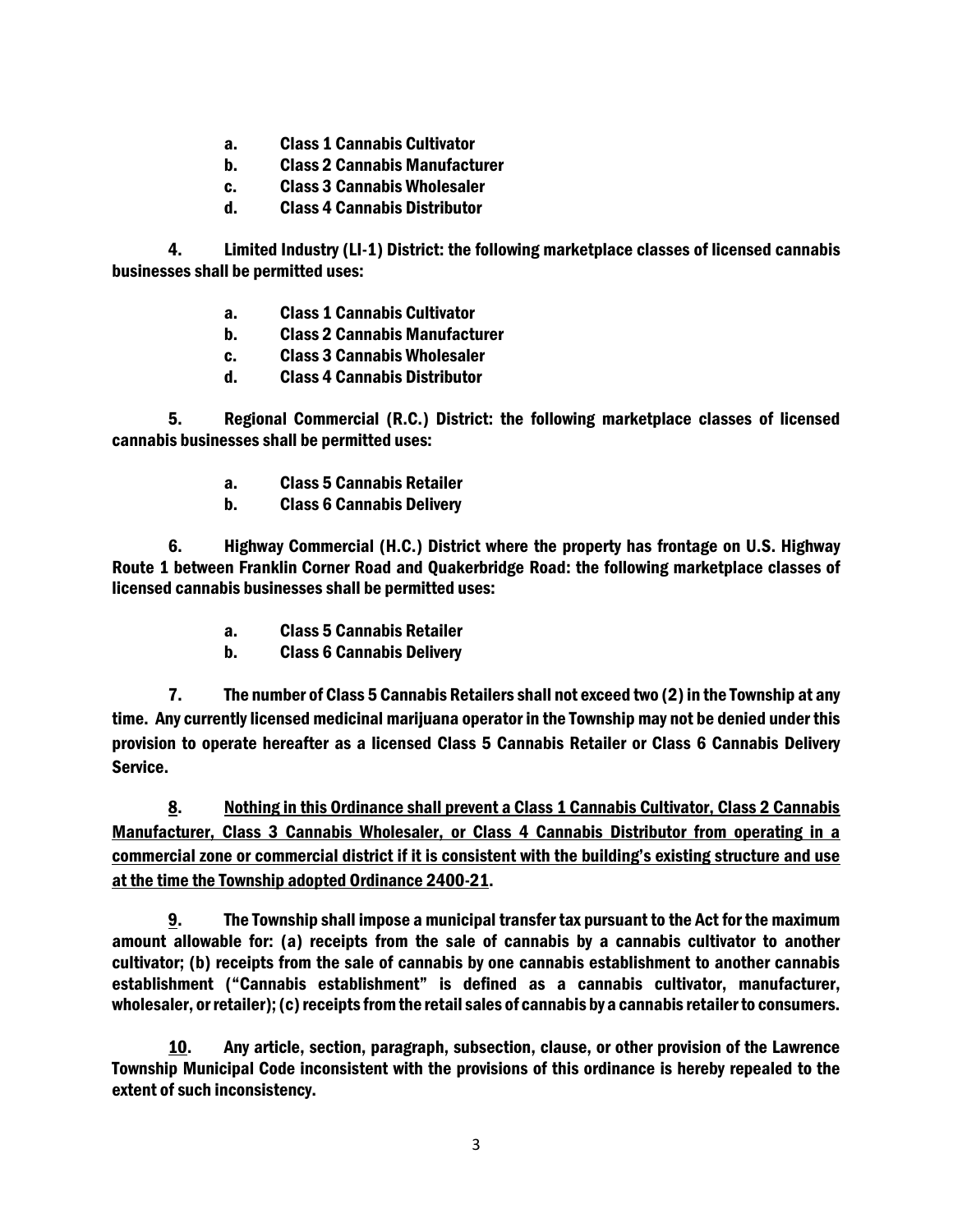**a. Class 1 Cannabis Cultivator**
**b. Class 2 Cannabis Manufacturer**
**c. Class 3 Cannabis Wholesaler**
**d. Class 4 Cannabis Distributor**

**4. Limited Industry (LI-1) District: the following marketplace classes of licensed cannabis businesses shall be permitted uses:**

**a. Class 1 Cannabis Cultivator**
**b. Class 2 Cannabis Manufacturer**
**c. Class 3 Cannabis Wholesaler**
**d. Class 4 Cannabis Distributor**

**5. Regional Commercial (R.C.) District: the following marketplace classes of licensed cannabis businesses shall be permitted uses:**

**a. Class 5 Cannabis Retailer**
**b. Class 6 Cannabis Delivery**

**6. Highway Commercial (H.C.) District where the property has frontage on U.S. Highway Route 1 between Franklin Corner Road and Quakerbridge Road: the following marketplace classes of licensed cannabis businesses shall be permitted uses:**

**a. Class 5 Cannabis Retailer**
**b. Class 6 Cannabis Delivery**

**7. The number of Class 5 Cannabis Retailers shall not exceed two (2) in the Township at any time. Any currently licensed medicinal marijuana operator in the Township may not be denied under this provision to operate hereafter as a licensed Class 5 Cannabis Retailer or Class 6 Cannabis Delivery Service.**

**<u>8</u>. <u>Nothing in this Ordinance shall prevent a Class 1 Cannabis Cultivator, Class 2 Cannabis Manufacturer, Class 3 Cannabis Wholesaler, or Class 4 Cannabis Distributor from operating in a commercial zone or commercial district if it is consistent with the building's existing structure and use at the time the Township adopted Ordinance 2400-21</u>.**

**<u>9</u>. The Township shall impose a municipal transfer tax pursuant to the Act for the maximum amount allowable for: (a) receipts from the sale of cannabis by a cannabis cultivator to another cultivator; (b) receipts from the sale of cannabis by one cannabis establishment to another cannabis establishment ("Cannabis establishment" is defined as a cannabis cultivator, manufacturer, wholesaler, or retailer); (c) receipts from the retail sales of cannabis by a cannabis retailer to consumers.**

**<u>10</u>. Any article, section, paragraph, subsection, clause, or other provision of the Lawrence Township Municipal Code inconsistent with the provisions of this ordinance is hereby repealed to the extent of such inconsistency.**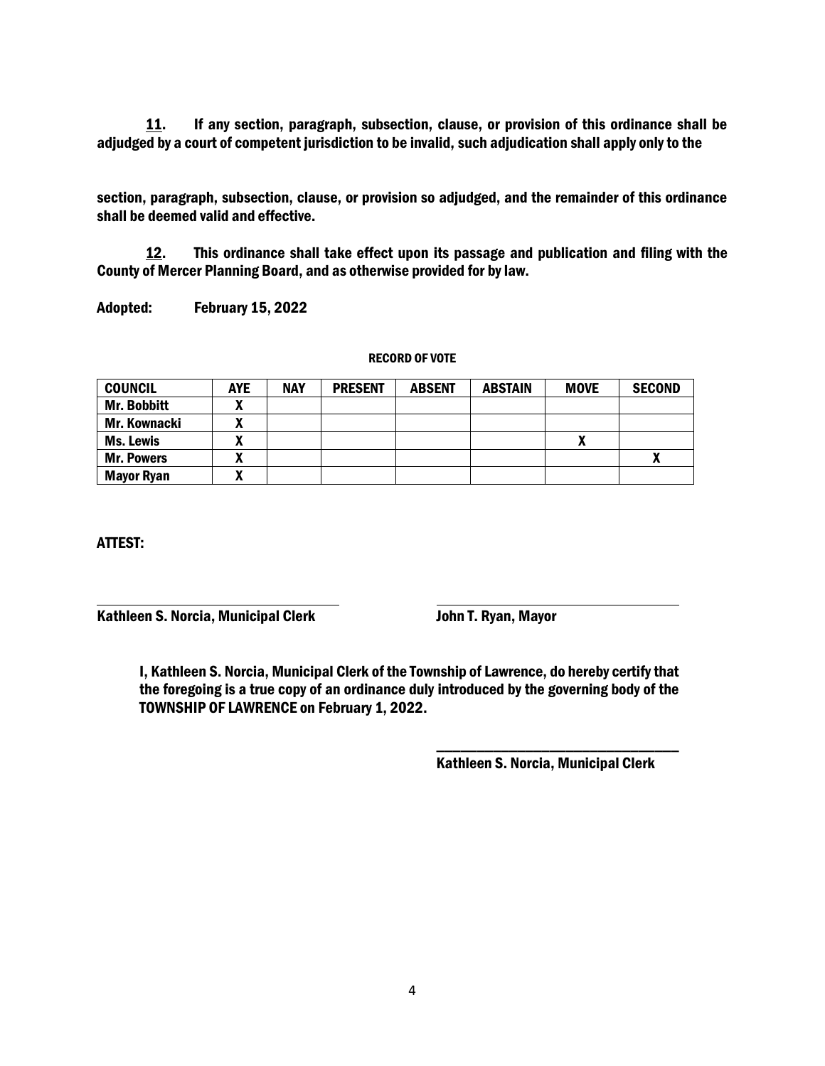**11.** If any section, paragraph, subsection, clause, or provision of this ordinance shall be adjudged by a court of competent jurisdiction to be invalid, such adjudication shall apply only to the section, paragraph, subsection, clause, or provision so adjudged, and the remainder of this ordinance shall be deemed valid and effective.

**12.** This ordinance shall take effect upon its passage and publication and filing with the County of Mercer Planning Board, and as otherwise provided for by law.

**Adopted: February 15, 2022**

**RECORD OF VOTE**

| COUNCIL | AYE | NAY | PRESENT | ABSENT | ABSTAIN | MOVE | SECOND |
|---|---|---|---|---|---|---|---|
| Mr. Bobbitt | X | | | | | | |
| Mr. Kownacki | X | | | | | | |
| Ms. Lewis | X | | | | | X | |
| Mr. Powers | X | | | | | | X |
| Mayor Ryan | X | | | | | | |

**ATTEST:**

Kathleen S. Norcia, Municipal Clerk

John T. Ryan, Mayor

I, Kathleen S. Norcia, Municipal Clerk of the Township of Lawrence, do hereby certify that the foregoing is a true copy of an ordinance duly introduced by the governing body of the TOWNSHIP OF LAWRENCE on February 1, 2022.

\_\_\_\_\_\_\_\_\_\_\_\_\_\_\_\_\_\_\_\_\_\_\_\_\_\_\_\_\_\_\_\_

Kathleen S. Norcia, Municipal Clerk